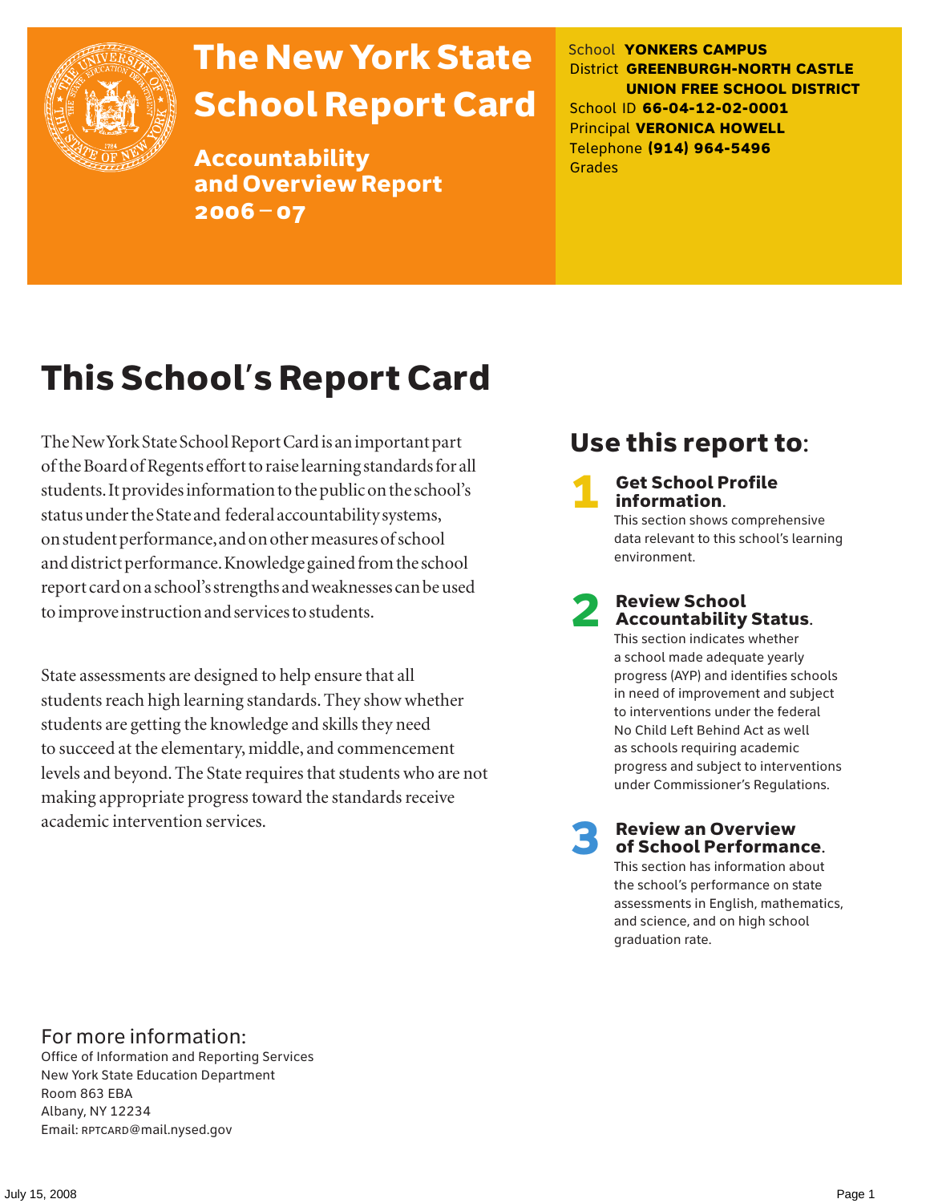# The New York State School Report Card

## Accountability and Overview Report 2006 – 07

School **YONKERS CAMPUS**
District **GREENBURGH-NORTH CASTLE UNION FREE SCHOOL DISTRICT**
School ID **66-04-12-02-0001**
Principal **VERONICA HOWELL**
Telephone **(914) 964-5496**
Grades

# This School's Report Card

The New York State School Report Card is an important part of the Board of Regents effort to raise learning standards for all students. It provides information to the public on the school's status under the State and federal accountability systems, on student performance, and on other measures of school and district performance. Knowledge gained from the school report card on a school's strengths and weaknesses can be used to improve instruction and services to students.

State assessments are designed to help ensure that all students reach high learning standards. They show whether students are getting the knowledge and skills they need to succeed at the elementary, middle, and commencement levels and beyond. The State requires that students who are not making appropriate progress toward the standards receive academic intervention services.

## Use this report to:

**1 Get School Profile information.**
This section shows comprehensive data relevant to this school's learning environment.

**2 Review School Accountability Status.**
This section indicates whether a school made adequate yearly progress (AYP) and identifies schools in need of improvement and subject to interventions under the federal No Child Left Behind Act as well as schools requiring academic progress and subject to interventions under Commissioner's Regulations.

**3 Review an Overview of School Performance.**
This section has information about the school's performance on state assessments in English, mathematics, and science, and on high school graduation rate.

## For more information:

Office of Information and Reporting Services
New York State Education Department
Room 863 EBA
Albany, NY 12234
Email: RPTCARD@mail.nysed.gov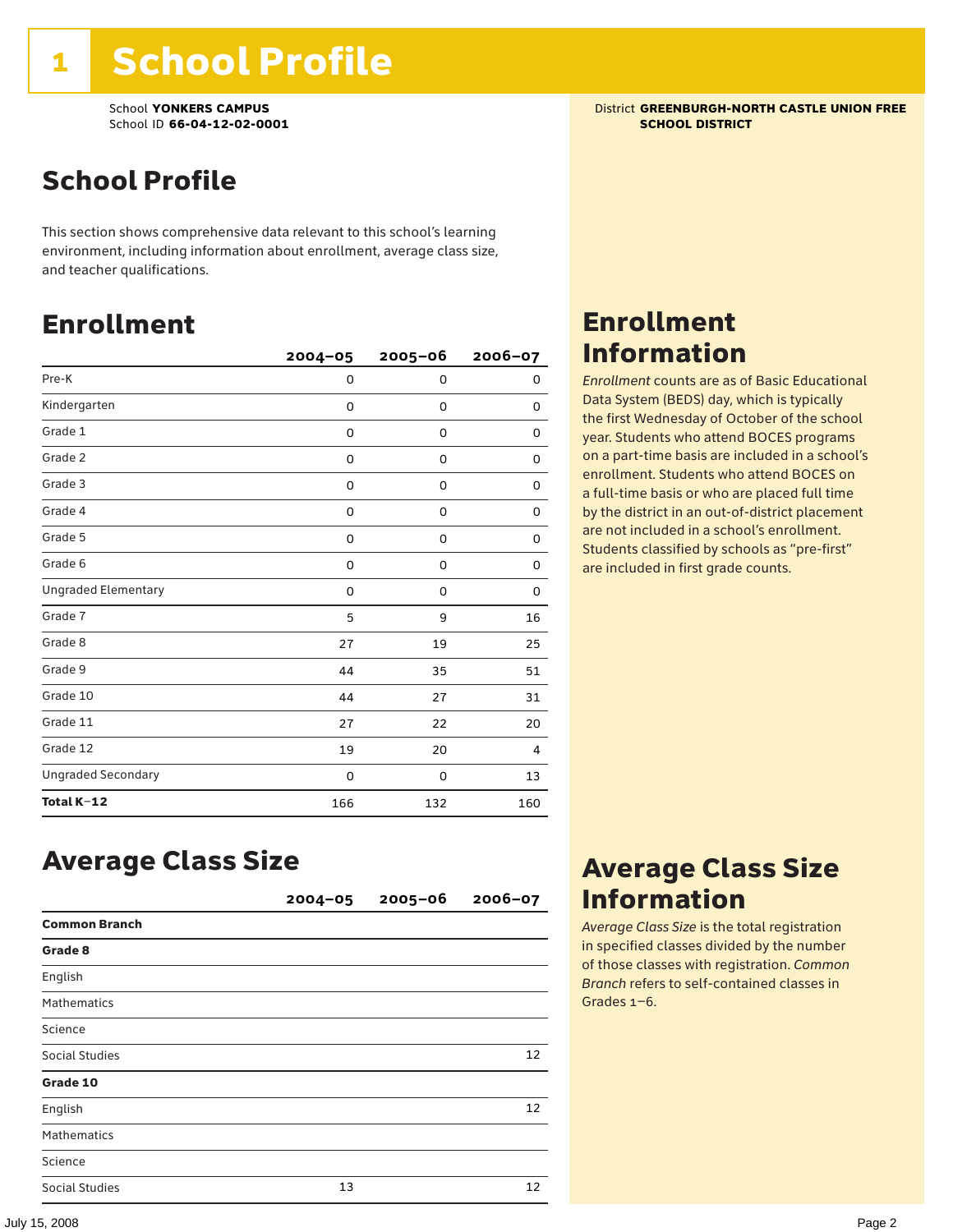# 1 School Profile

School **YONKERS CAMPUS**
School ID **66-04-12-02-0001**

District **GREENBURGH-NORTH CASTLE UNION FREE SCHOOL DISTRICT**

## School Profile

This section shows comprehensive data relevant to this school's learning environment, including information about enrollment, average class size, and teacher qualifications.

## Enrollment

| | 2004–05 | 2005–06 | 2006–07 |
|---|---|---|---|
| Pre-K | 0 | 0 | 0 |
| Kindergarten | 0 | 0 | 0 |
| Grade 1 | 0 | 0 | 0 |
| Grade 2 | 0 | 0 | 0 |
| Grade 3 | 0 | 0 | 0 |
| Grade 4 | 0 | 0 | 0 |
| Grade 5 | 0 | 0 | 0 |
| Grade 6 | 0 | 0 | 0 |
| Ungraded Elementary | 0 | 0 | 0 |
| Grade 7 | 5 | 9 | 16 |
| Grade 8 | 27 | 19 | 25 |
| Grade 9 | 44 | 35 | 51 |
| Grade 10 | 44 | 27 | 31 |
| Grade 11 | 27 | 22 | 20 |
| Grade 12 | 19 | 20 | 4 |
| Ungraded Secondary | 0 | 0 | 13 |
| **Total K–12** | 166 | 132 | 160 |

## Enrollment Information

*Enrollment* counts are as of Basic Educational Data System (BEDS) day, which is typically the first Wednesday of October of the school year. Students who attend BOCES programs on a part-time basis are included in a school's enrollment. Students who attend BOCES on a full-time basis or who are placed full time by the district in an out-of-district placement are not included in a school's enrollment. Students classified by schools as "pre-first" are included in first grade counts.

## Average Class Size

| | 2004–05 | 2005–06 | 2006–07 |
|---|---|---|---|
| **Common Branch** | | | |
| **Grade 8** | | | |
| English | | | |
| Mathematics | | | |
| Science | | | |
| Social Studies | | | 12 |
| **Grade 10** | | | |
| English | | | 12 |
| Mathematics | | | |
| Science | | | |
| Social Studies | 13 | | 12 |

## Average Class Size Information

*Average Class Size* is the total registration in specified classes divided by the number of those classes with registration. *Common Branch* refers to self-contained classes in Grades 1–6.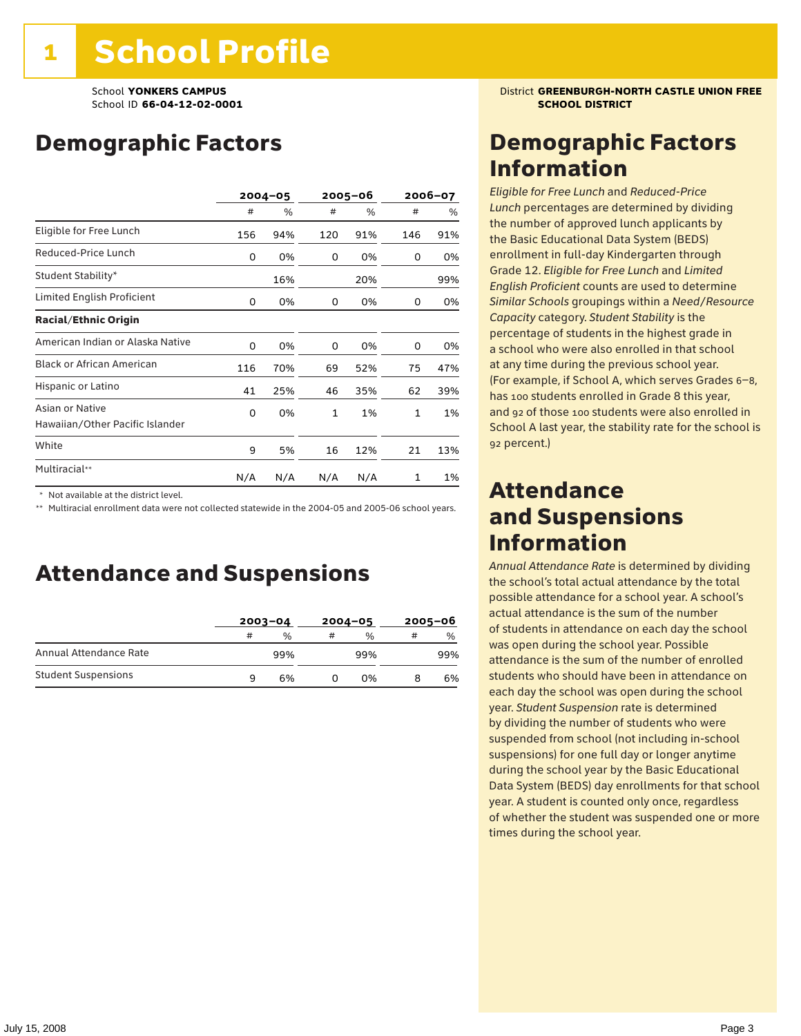# 1 School Profile

School **YONKERS CAMPUS**
School ID **66-04-12-02-0001**

District **GREENBURGH-NORTH CASTLE UNION FREE SCHOOL DISTRICT**

## Demographic Factors

| | 2004–05 | | 2005–06 | | 2006–07 | |
|---|---|---|---|---|---|---|
| | # | % | # | % | # | % |
| Eligible for Free Lunch | 156 | 94% | 120 | 91% | 146 | 91% |
| Reduced-Price Lunch | 0 | 0% | 0 | 0% | 0 | 0% |
| Student Stability* | | 16% | | 20% | | 99% |
| Limited English Proficient | 0 | 0% | 0 | 0% | 0 | 0% |
| **Racial/Ethnic Origin** | | | | | | |
| American Indian or Alaska Native | 0 | 0% | 0 | 0% | 0 | 0% |
| Black or African American | 116 | 70% | 69 | 52% | 75 | 47% |
| Hispanic or Latino | 41 | 25% | 46 | 35% | 62 | 39% |
| Asian or Native Hawaiian/Other Pacific Islander | 0 | 0% | 1 | 1% | 1 | 1% |
| White | 9 | 5% | 16 | 12% | 21 | 13% |
| Multiracial** | N/A | N/A | N/A | N/A | 1 | 1% |

\* Not available at the district level.

\*\* Multiracial enrollment data were not collected statewide in the 2004-05 and 2005-06 school years.

## Attendance and Suspensions

| | 2003–04 | | 2004–05 | | 2005–06 | |
|---|---|---|---|---|---|---|
| | # | % | # | % | # | % |
| Annual Attendance Rate | | 99% | | 99% | | 99% |
| Student Suspensions | 9 | 6% | 0 | 0% | 8 | 6% |

## Demographic Factors Information

*Eligible for Free Lunch* and *Reduced-Price Lunch* percentages are determined by dividing the number of approved lunch applicants by the Basic Educational Data System (BEDS) enrollment in full-day Kindergarten through Grade 12. *Eligible for Free Lunch* and *Limited English Proficient* counts are used to determine *Similar Schools* groupings within a *Need/Resource Capacity* category. *Student Stability* is the percentage of students in the highest grade in a school who were also enrolled in that school at any time during the previous school year. (For example, if School A, which serves Grades 6–8, has 100 students enrolled in Grade 8 this year, and 92 of those 100 students were also enrolled in School A last year, the stability rate for the school is 92 percent.)

## Attendance and Suspensions Information

*Annual Attendance Rate* is determined by dividing the school's total actual attendance by the total possible attendance for a school year. A school's actual attendance is the sum of the number of students in attendance on each day the school was open during the school year. Possible attendance is the sum of the number of enrolled students who should have been in attendance on each day the school was open during the school year. *Student Suspension* rate is determined by dividing the number of students who were suspended from school (not including in-school suspensions) for one full day or longer anytime during the school year by the Basic Educational Data System (BEDS) day enrollments for that school year. A student is counted only once, regardless of whether the student was suspended one or more times during the school year.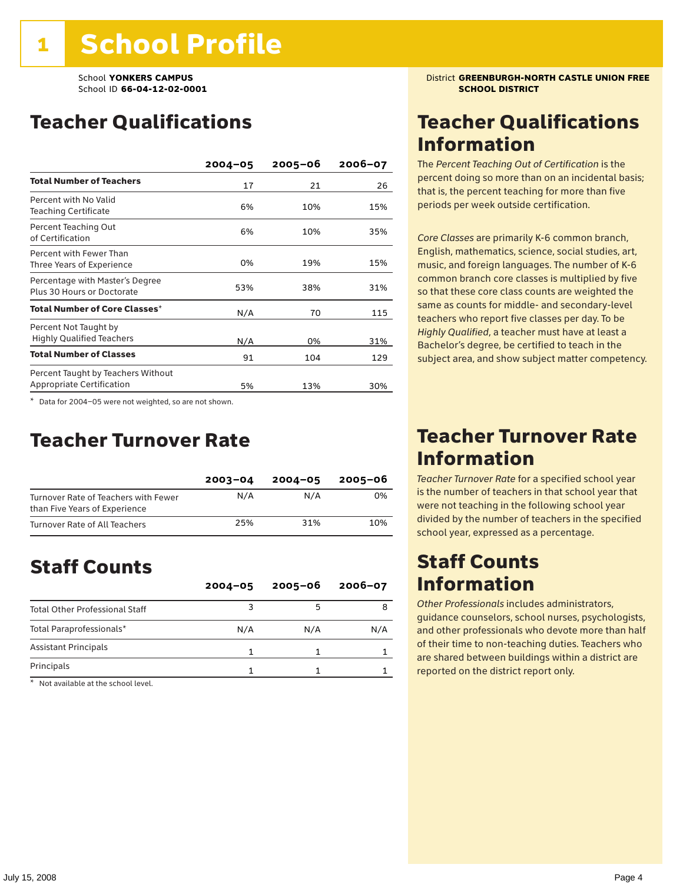# 1 School Profile

School **YONKERS CAMPUS**
School ID **66-04-12-02-0001**

District **GREENBURGH-NORTH CASTLE UNION FREE SCHOOL DISTRICT**

## Teacher Qualifications

| | 2004–05 | 2005–06 | 2006–07 |
|---|---|---|---|
| **Total Number of Teachers** | 17 | 21 | 26 |
| Percent with No Valid Teaching Certificate | 6% | 10% | 15% |
| Percent Teaching Out of Certification | 6% | 10% | 35% |
| Percent with Fewer Than Three Years of Experience | 0% | 19% | 15% |
| Percentage with Master's Degree Plus 30 Hours or Doctorate | 53% | 38% | 31% |
| **Total Number of Core Classes*** | N/A | 70 | 115 |
| Percent Not Taught by Highly Qualified Teachers | N/A | 0% | 31% |
| **Total Number of Classes** | 91 | 104 | 129 |
| Percent Taught by Teachers Without Appropriate Certification | 5% | 13% | 30% |

\* Data for 2004–05 were not weighted, so are not shown.

## Teacher Qualifications Information

The *Percent Teaching Out of Certification* is the percent doing so more than on an incidental basis; that is, the percent teaching for more than five periods per week outside certification.

*Core Classes* are primarily K-6 common branch, English, mathematics, science, social studies, art, music, and foreign languages. The number of K-6 common branch core classes is multiplied by five so that these core class counts are weighted the same as counts for middle- and secondary-level teachers who report five classes per day. To be *Highly Qualified*, a teacher must have at least a Bachelor's degree, be certified to teach in the subject area, and show subject matter competency.

## Teacher Turnover Rate

| | 2003–04 | 2004–05 | 2005–06 |
|---|---|---|---|
| Turnover Rate of Teachers with Fewer than Five Years of Experience | N/A | N/A | 0% |
| Turnover Rate of All Teachers | 25% | 31% | 10% |

## Teacher Turnover Rate Information

*Teacher Turnover Rate* for a specified school year is the number of teachers in that school year that were not teaching in the following school year divided by the number of teachers in the specified school year, expressed as a percentage.

## Staff Counts

| | 2004–05 | 2005–06 | 2006–07 |
|---|---|---|---|
| Total Other Professional Staff | 3 | 5 | 8 |
| Total Paraprofessionals* | N/A | N/A | N/A |
| Assistant Principals | 1 | 1 | 1 |
| Principals | 1 | 1 | 1 |

\* Not available at the school level.

## Staff Counts Information

*Other Professionals* includes administrators, guidance counselors, school nurses, psychologists, and other professionals who devote more than half of their time to non-teaching duties. Teachers who are shared between buildings within a district are reported on the district report only.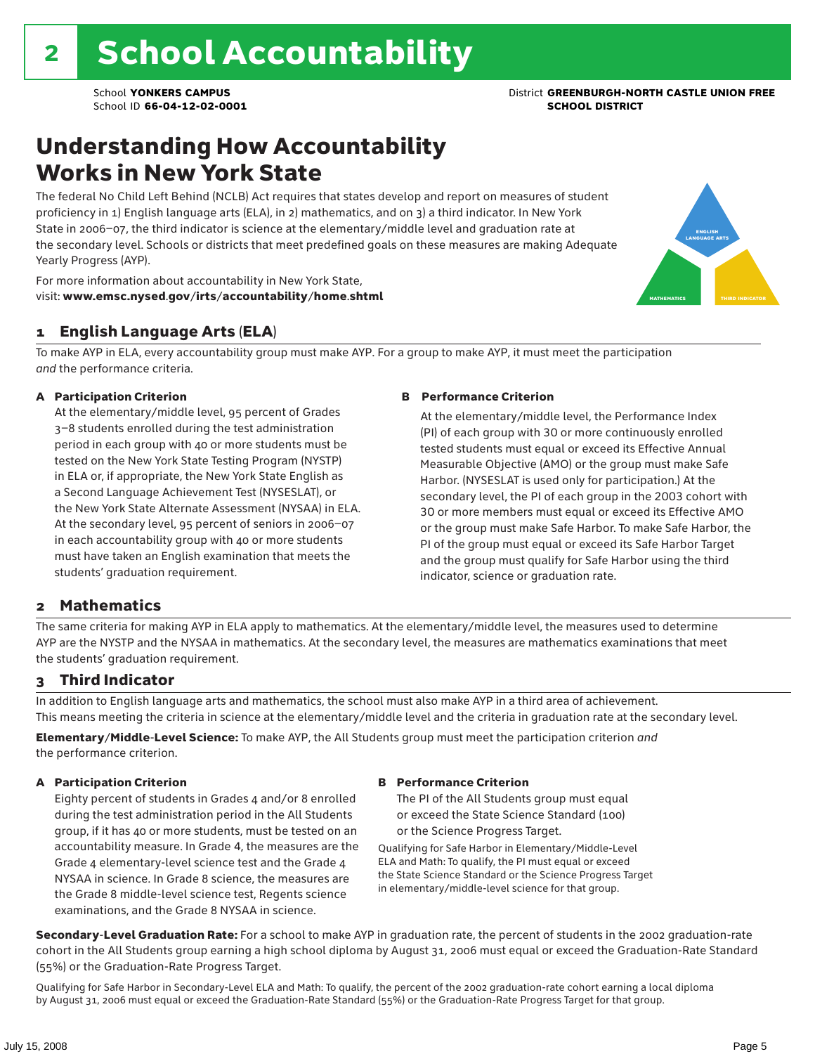# 2 School Accountability

School **YONKERS CAMPUS**
School ID **66-04-12-02-0001**

District **GREENBURGH-NORTH CASTLE UNION FREE SCHOOL DISTRICT**

## Understanding How Accountability Works in New York State

The federal No Child Left Behind (NCLB) Act requires that states develop and report on measures of student proficiency in 1) English language arts (ELA), in 2) mathematics, and on 3) a third indicator. In New York State in 2006–07, the third indicator is science at the elementary/middle level and graduation rate at the secondary level. Schools or districts that meet predefined goals on these measures are making Adequate Yearly Progress (AYP).

For more information about accountability in New York State, visit: **www.emsc.nysed.gov/irts/accountability/home.shtml**

### 1 English Language Arts (ELA)

To make AYP in ELA, every accountability group must make AYP. For a group to make AYP, it must meet the participation *and* the performance criteria.

**A Participation Criterion**

At the elementary/middle level, 95 percent of Grades 3–8 students enrolled during the test administration period in each group with 40 or more students must be tested on the New York State Testing Program (NYSTP) in ELA or, if appropriate, the New York State English as a Second Language Achievement Test (NYSESLAT), or the New York State Alternate Assessment (NYSAA) in ELA. At the secondary level, 95 percent of seniors in 2006–07 in each accountability group with 40 or more students must have taken an English examination that meets the students' graduation requirement.

**B Performance Criterion**

At the elementary/middle level, the Performance Index (PI) of each group with 30 or more continuously enrolled tested students must equal or exceed its Effective Annual Measurable Objective (AMO) or the group must make Safe Harbor. (NYSESLAT is used only for participation.) At the secondary level, the PI of each group in the 2003 cohort with 30 or more members must equal or exceed its Effective AMO or the group must make Safe Harbor. To make Safe Harbor, the PI of the group must equal or exceed its Safe Harbor Target and the group must qualify for Safe Harbor using the third indicator, science or graduation rate.

### 2 Mathematics

The same criteria for making AYP in ELA apply to mathematics. At the elementary/middle level, the measures used to determine AYP are the NYSTP and the NYSAA in mathematics. At the secondary level, the measures are mathematics examinations that meet the students' graduation requirement.

### 3 Third Indicator

In addition to English language arts and mathematics, the school must also make AYP in a third area of achievement. This means meeting the criteria in science at the elementary/middle level and the criteria in graduation rate at the secondary level.

**Elementary/Middle-Level Science:** To make AYP, the All Students group must meet the participation criterion *and* the performance criterion.

**A Participation Criterion**

Eighty percent of students in Grades 4 and/or 8 enrolled during the test administration period in the All Students group, if it has 40 or more students, must be tested on an accountability measure. In Grade 4, the measures are the Grade 4 elementary-level science test and the Grade 4 NYSAA in science. In Grade 8 science, the measures are the Grade 8 middle-level science test, Regents science examinations, and the Grade 8 NYSAA in science.

**B Performance Criterion**

The PI of the All Students group must equal or exceed the State Science Standard (100) or the Science Progress Target.

Qualifying for Safe Harbor in Elementary/Middle-Level ELA and Math: To qualify, the PI must equal or exceed the State Science Standard or the Science Progress Target in elementary/middle-level science for that group.

**Secondary-Level Graduation Rate:** For a school to make AYP in graduation rate, the percent of students in the 2002 graduation-rate cohort in the All Students group earning a high school diploma by August 31, 2006 must equal or exceed the Graduation-Rate Standard (55%) or the Graduation-Rate Progress Target.

Qualifying for Safe Harbor in Secondary-Level ELA and Math: To qualify, the percent of the 2002 graduation-rate cohort earning a local diploma by August 31, 2006 must equal or exceed the Graduation-Rate Standard (55%) or the Graduation-Rate Progress Target for that group.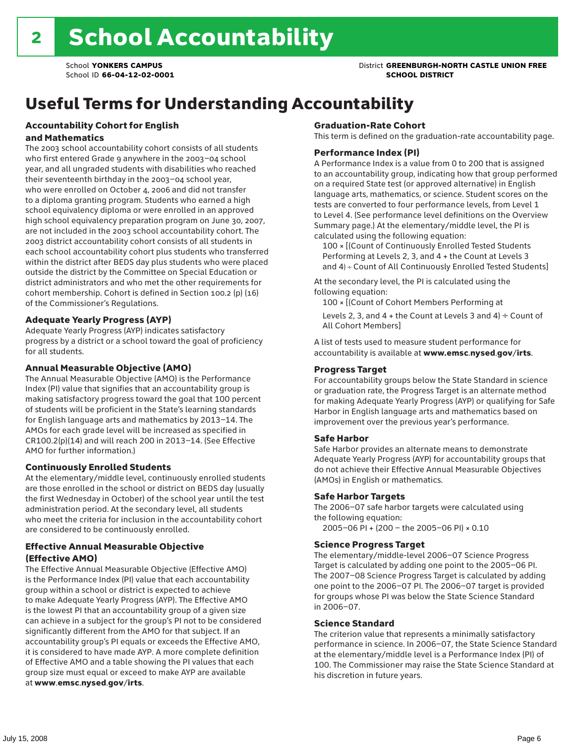# 2 School Accountability

School **YONKERS CAMPUS**
School ID **66-04-12-02-0001**

District **GREENBURGH-NORTH CASTLE UNION FREE SCHOOL DISTRICT**

## Useful Terms for Understanding Accountability

### Accountability Cohort for English and Mathematics

The 2003 school accountability cohort consists of all students who first entered Grade 9 anywhere in the 2003–04 school year, and all ungraded students with disabilities who reached their seventeenth birthday in the 2003–04 school year, who were enrolled on October 4, 2006 and did not transfer to a diploma granting program. Students who earned a high school equivalency diploma or were enrolled in an approved high school equivalency preparation program on June 30, 2007, are not included in the 2003 school accountability cohort. The 2003 district accountability cohort consists of all students in each school accountability cohort plus students who transferred within the district after BEDS day plus students who were placed outside the district by the Committee on Special Education or district administrators and who met the other requirements for cohort membership. Cohort is defined in Section 100.2 (p) (16) of the Commissioner's Regulations.

### Adequate Yearly Progress (AYP)

Adequate Yearly Progress (AYP) indicates satisfactory progress by a district or a school toward the goal of proficiency for all students.

### Annual Measurable Objective (AMO)

The Annual Measurable Objective (AMO) is the Performance Index (PI) value that signifies that an accountability group is making satisfactory progress toward the goal that 100 percent of students will be proficient in the State's learning standards for English language arts and mathematics by 2013–14. The AMOs for each grade level will be increased as specified in CR100.2(p)(14) and will reach 200 in 2013–14. (See Effective AMO for further information.)

### Continuously Enrolled Students

At the elementary/middle level, continuously enrolled students are those enrolled in the school or district on BEDS day (usually the first Wednesday in October) of the school year until the test administration period. At the secondary level, all students who meet the criteria for inclusion in the accountability cohort are considered to be continuously enrolled.

### Effective Annual Measurable Objective (Effective AMO)

The Effective Annual Measurable Objective (Effective AMO) is the Performance Index (PI) value that each accountability group within a school or district is expected to achieve to make Adequate Yearly Progress (AYP). The Effective AMO is the lowest PI that an accountability group of a given size can achieve in a subject for the group's PI not to be considered significantly different from the AMO for that subject. If an accountability group's PI equals or exceeds the Effective AMO, it is considered to have made AYP. A more complete definition of Effective AMO and a table showing the PI values that each group size must equal or exceed to make AYP are available at **www.emsc.nysed.gov/irts**.

### Graduation-Rate Cohort

This term is defined on the graduation-rate accountability page.

### Performance Index (PI)

A Performance Index is a value from 0 to 200 that is assigned to an accountability group, indicating how that group performed on a required State test (or approved alternative) in English language arts, mathematics, or science. Student scores on the tests are converted to four performance levels, from Level 1 to Level 4. (See performance level definitions on the Overview Summary page.) At the elementary/middle level, the PI is calculated using the following equation:

100 × [(Count of Continuously Enrolled Tested Students Performing at Levels 2, 3, and 4 + the Count at Levels 3 and 4) ÷ Count of All Continuously Enrolled Tested Students]

At the secondary level, the PI is calculated using the following equation:

100 × [(Count of Cohort Members Performing at Levels 2, 3, and 4 + the Count at Levels 3 and 4) ÷ Count of All Cohort Members]

A list of tests used to measure student performance for accountability is available at **www.emsc.nysed.gov/irts**.

### Progress Target

For accountability groups below the State Standard in science or graduation rate, the Progress Target is an alternate method for making Adequate Yearly Progress (AYP) or qualifying for Safe Harbor in English language arts and mathematics based on improvement over the previous year's performance.

### Safe Harbor

Safe Harbor provides an alternate means to demonstrate Adequate Yearly Progress (AYP) for accountability groups that do not achieve their Effective Annual Measurable Objectives (AMOs) in English or mathematics.

### Safe Harbor Targets

The 2006–07 safe harbor targets were calculated using the following equation:

2005–06 PI + (200 – the 2005–06 PI) × 0.10

### Science Progress Target

The elementary/middle-level 2006–07 Science Progress Target is calculated by adding one point to the 2005–06 PI. The 2007–08 Science Progress Target is calculated by adding one point to the 2006–07 PI. The 2006–07 target is provided for groups whose PI was below the State Science Standard in 2006–07.

### Science Standard

The criterion value that represents a minimally satisfactory performance in science. In 2006–07, the State Science Standard at the elementary/middle level is a Performance Index (PI) of 100. The Commissioner may raise the State Science Standard at his discretion in future years.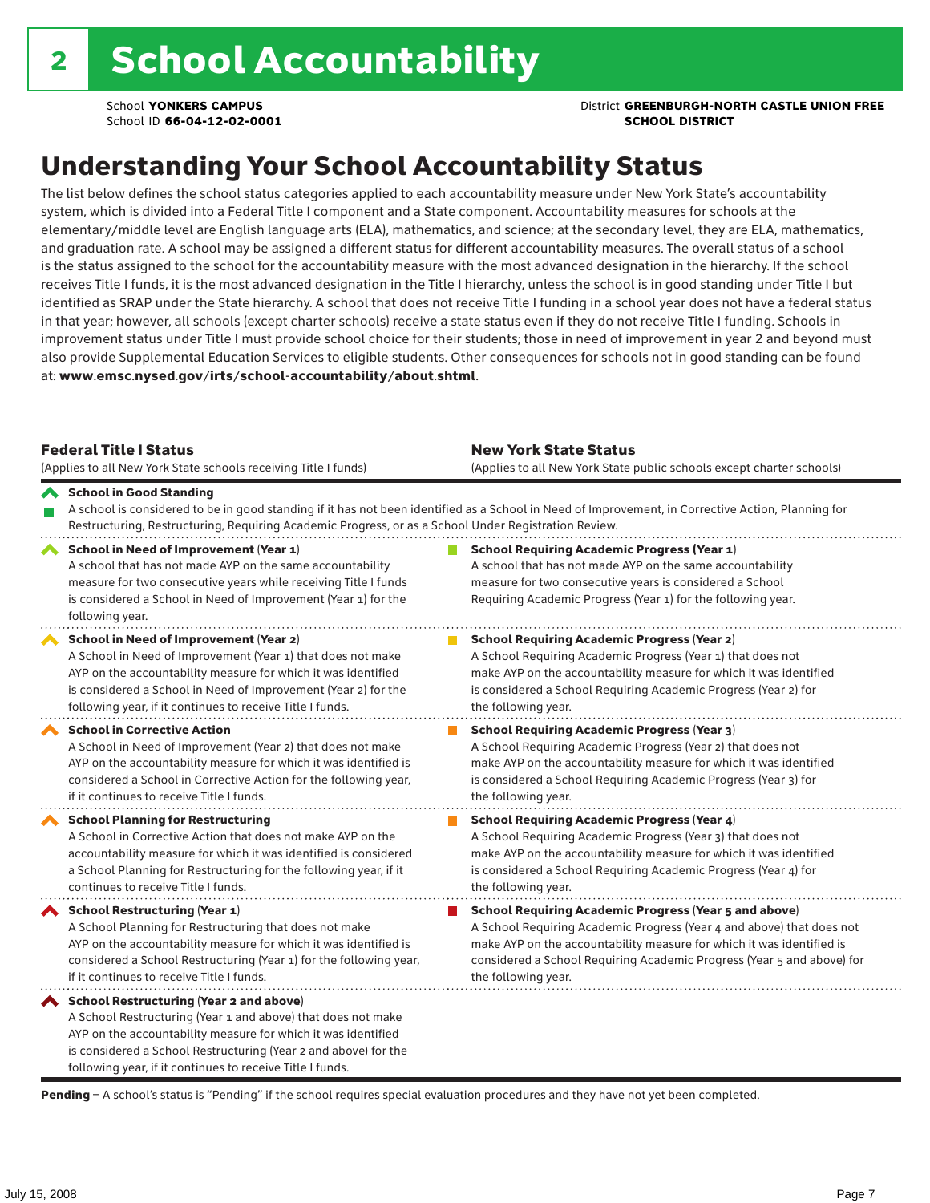# 2 School Accountability

School **YONKERS CAMPUS**
School ID **66-04-12-02-0001**

District **GREENBURGH-NORTH CASTLE UNION FREE SCHOOL DISTRICT**

## Understanding Your School Accountability Status

The list below defines the school status categories applied to each accountability measure under New York State's accountability system, which is divided into a Federal Title I component and a State component. Accountability measures for schools at the elementary/middle level are English language arts (ELA), mathematics, and science; at the secondary level, they are ELA, mathematics, and graduation rate. A school may be assigned a different status for different accountability measures. The overall status of a school is the status assigned to the school for the accountability measure with the most advanced designation in the hierarchy. If the school receives Title I funds, it is the most advanced designation in the Title I hierarchy, unless the school is in good standing under Title I but identified as SRAP under the State hierarchy. A school that does not receive Title I funding in a school year does not have a federal status in that year; however, all schools (except charter schools) receive a state status even if they do not receive Title I funding. Schools in improvement status under Title I must provide school choice for their students; those in need of improvement in year 2 and beyond must also provide Supplemental Education Services to eligible students. Other consequences for schools not in good standing can be found at: **www.emsc.nysed.gov/irts/school-accountability/about.shtml**.

| **Federal Title I Status** (Applies to all New York State schools receiving Title I funds) | **New York State Status** (Applies to all New York State public schools except charter schools) |
|---|---|
| **School in Good Standing** A school is considered to be in good standing if it has not been identified as a School in Need of Improvement, in Corrective Action, Planning for Restructuring, Restructuring, Requiring Academic Progress, or as a School Under Registration Review. | |
| **School in Need of Improvement (Year 1)** A school that has not made AYP on the same accountability measure for two consecutive years while receiving Title I funds is considered a School in Need of Improvement (Year 1) for the following year. | **School Requiring Academic Progress (Year 1)** A school that has not made AYP on the same accountability measure for two consecutive years is considered a School Requiring Academic Progress (Year 1) for the following year. |
| **School in Need of Improvement (Year 2)** A School in Need of Improvement (Year 1) that does not make AYP on the accountability measure for which it was identified is considered a School in Need of Improvement (Year 2) for the following year, if it continues to receive Title I funds. | **School Requiring Academic Progress (Year 2)** A School Requiring Academic Progress (Year 1) that does not make AYP on the accountability measure for which it was identified is considered a School Requiring Academic Progress (Year 2) for the following year. |
| **School in Corrective Action** A School in Need of Improvement (Year 2) that does not make AYP on the accountability measure for which it was identified is considered a School in Corrective Action for the following year, if it continues to receive Title I funds. | **School Requiring Academic Progress (Year 3)** A School Requiring Academic Progress (Year 2) that does not make AYP on the accountability measure for which it was identified is considered a School Requiring Academic Progress (Year 3) for the following year. |
| **School Planning for Restructuring** A School in Corrective Action that does not make AYP on the accountability measure for which it was identified is considered a School Planning for Restructuring for the following year, if it continues to receive Title I funds. | **School Requiring Academic Progress (Year 4)** A School Requiring Academic Progress (Year 3) that does not make AYP on the accountability measure for which it was identified is considered a School Requiring Academic Progress (Year 4) for the following year. |
| **School Restructuring (Year 1)** A School Planning for Restructuring that does not make AYP on the accountability measure for which it was identified is considered a School Restructuring (Year 1) for the following year, if it continues to receive Title I funds. | **School Requiring Academic Progress (Year 5 and above)** A School Requiring Academic Progress (Year 4 and above) that does not make AYP on the accountability measure for which it was identified is considered a School Requiring Academic Progress (Year 5 and above) for the following year. |
| **School Restructuring (Year 2 and above)** A School Restructuring (Year 1 and above) that does not make AYP on the accountability measure for which it was identified is considered a School Restructuring (Year 2 and above) for the following year, if it continues to receive Title I funds. | |

**Pending** – A school's status is "Pending" if the school requires special evaluation procedures and they have not yet been completed.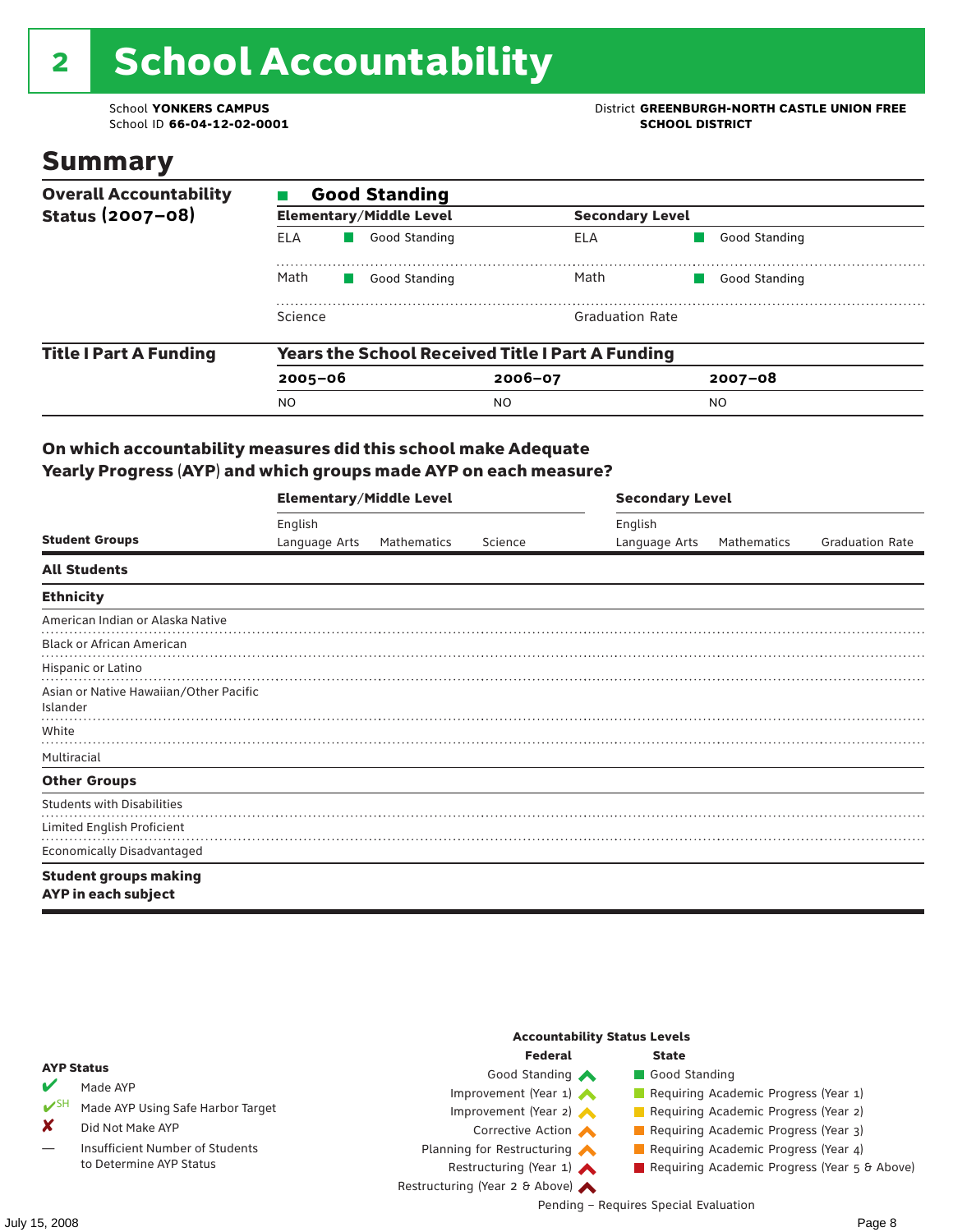# 2 School Accountability

School **YONKERS CAMPUS**
School ID **66-04-12-02-0001**

District **GREENBURGH-NORTH CASTLE UNION FREE SCHOOL DISTRICT**

## Summary

| Overall Accountability Status (2007–08) | Good Standing | | |
|---|---|---|---|
| | **Elementary/Middle Level** | | **Secondary Level** |
| | ELA | Good Standing | ELA | Good Standing |
| | Math | Good Standing | Math | Good Standing |
| | Science | | Graduation Rate | |

| Title I Part A Funding | Years the School Received Title I Part A Funding | | |
|---|---|---|---|
| | **2005–06** | **2006–07** | **2007–08** |
| | NO | NO | NO |

### On which accountability measures did this school make Adequate Yearly Progress (AYP) and which groups made AYP on each measure?

| Student Groups | Elementary/Middle Level: English Language Arts | Elementary/Middle Level: Mathematics | Elementary/Middle Level: Science | Secondary Level: English Language Arts | Secondary Level: Mathematics | Secondary Level: Graduation Rate |
|---|---|---|---|---|---|---|
| **All Students** | | | | | | |
| **Ethnicity** | | | | | | |
| American Indian or Alaska Native | | | | | | |
| Black or African American | | | | | | |
| Hispanic or Latino | | | | | | |
| Asian or Native Hawaiian/Other Pacific Islander | | | | | | |
| White | | | | | | |
| Multiracial | | | | | | |
| **Other Groups** | | | | | | |
| Students with Disabilities | | | | | | |
| Limited English Proficient | | | | | | |
| Economically Disadvantaged | | | | | | |
| **Student groups making AYP in each subject** | | | | | | |

**AYP Status**

- ✔ Made AYP
- ✔SH Made AYP Using Safe Harbor Target
- ✘ Did Not Make AYP
- — Insufficient Number of Students to Determine AYP Status

**Accountability Status Levels**

| Federal | State |
|---|---|
| Good Standing | Good Standing |
| Improvement (Year 1) | Requiring Academic Progress (Year 1) |
| Improvement (Year 2) | Requiring Academic Progress (Year 2) |
| Corrective Action | Requiring Academic Progress (Year 3) |
| Planning for Restructuring | Requiring Academic Progress (Year 4) |
| Restructuring (Year 1) | Requiring Academic Progress (Year 5 & Above) |
| Restructuring (Year 2 & Above) | |

Pending – Requires Special Evaluation

July 15, 2008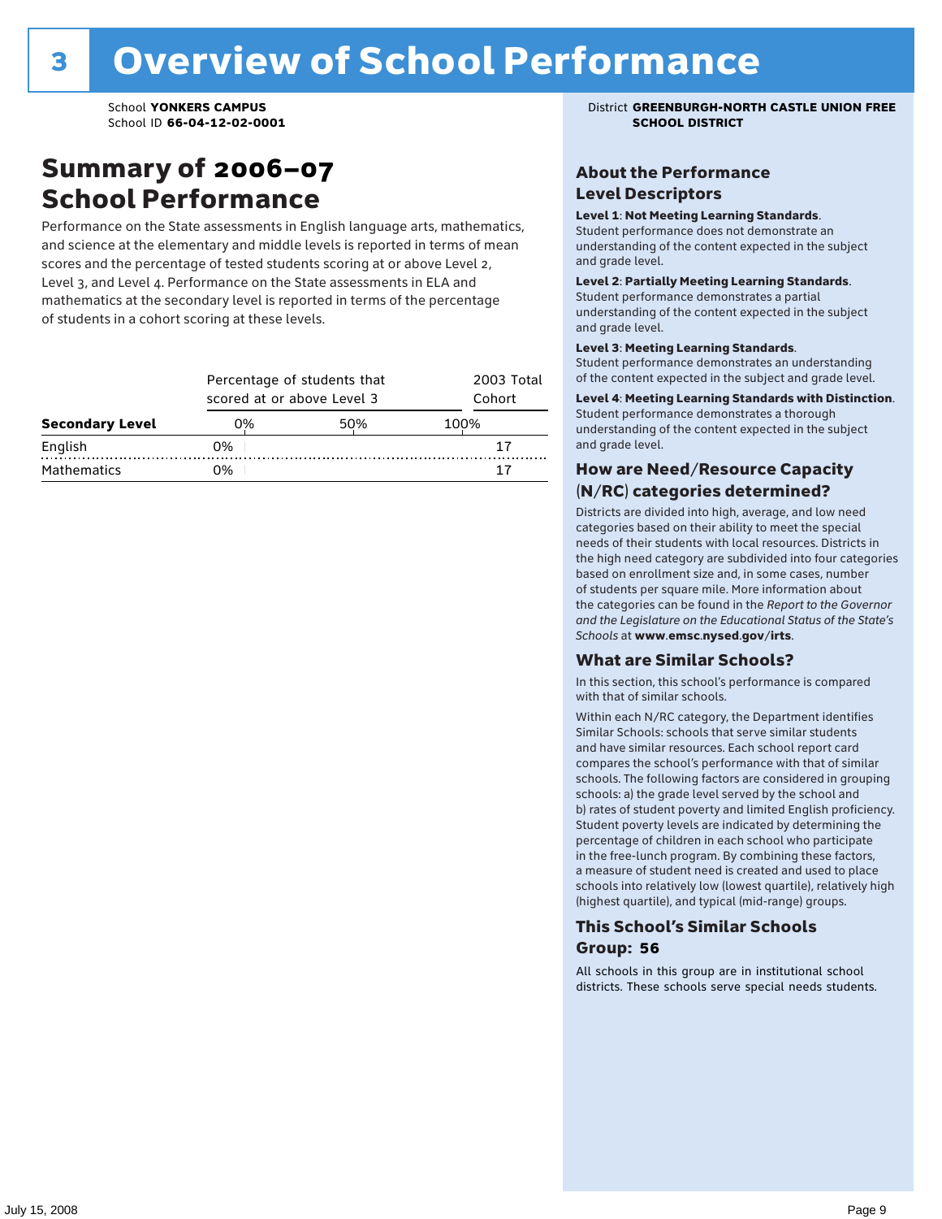# 3 Overview of School Performance

School **YONKERS CAMPUS**
School ID **66-04-12-02-0001**

District **GREENBURGH-NORTH CASTLE UNION FREE SCHOOL DISTRICT**

## Summary of 2006–07 School Performance

Performance on the State assessments in English language arts, mathematics, and science at the elementary and middle levels is reported in terms of mean scores and the percentage of tested students scoring at or above Level 2, Level 3, and Level 4. Performance on the State assessments in ELA and mathematics at the secondary level is reported in terms of the percentage of students in a cohort scoring at these levels.

| Secondary Level | Percentage of students that scored at or above Level 3 | 2003 Total Cohort |
|---|---|---|
| English | 0% | 17 |
| Mathematics | 0% | 17 |

### About the Performance Level Descriptors

**Level 1**: **Not Meeting Learning Standards**. Student performance does not demonstrate an understanding of the content expected in the subject and grade level.

**Level 2**: **Partially Meeting Learning Standards**. Student performance demonstrates a partial understanding of the content expected in the subject and grade level.

**Level 3**: **Meeting Learning Standards**. Student performance demonstrates an understanding of the content expected in the subject and grade level.

**Level 4**: **Meeting Learning Standards with Distinction**. Student performance demonstrates a thorough understanding of the content expected in the subject and grade level.

### How are Need/Resource Capacity (N/RC) categories determined?

Districts are divided into high, average, and low need categories based on their ability to meet the special needs of their students with local resources. Districts in the high need category are subdivided into four categories based on enrollment size and, in some cases, number of students per square mile. More information about the categories can be found in the *Report to the Governor and the Legislature on the Educational Status of the State's Schools* at **www.emsc.nysed.gov/irts**.

### What are Similar Schools?

In this section, this school's performance is compared with that of similar schools.

Within each N/RC category, the Department identifies Similar Schools: schools that serve similar students and have similar resources. Each school report card compares the school's performance with that of similar schools. The following factors are considered in grouping schools: a) the grade level served by the school and b) rates of student poverty and limited English proficiency. Student poverty levels are indicated by determining the percentage of children in each school who participate in the free-lunch program. By combining these factors, a measure of student need is created and used to place schools into relatively low (lowest quartile), relatively high (highest quartile), and typical (mid-range) groups.

### This School's Similar Schools Group: 56

All schools in this group are in institutional school districts. These schools serve special needs students.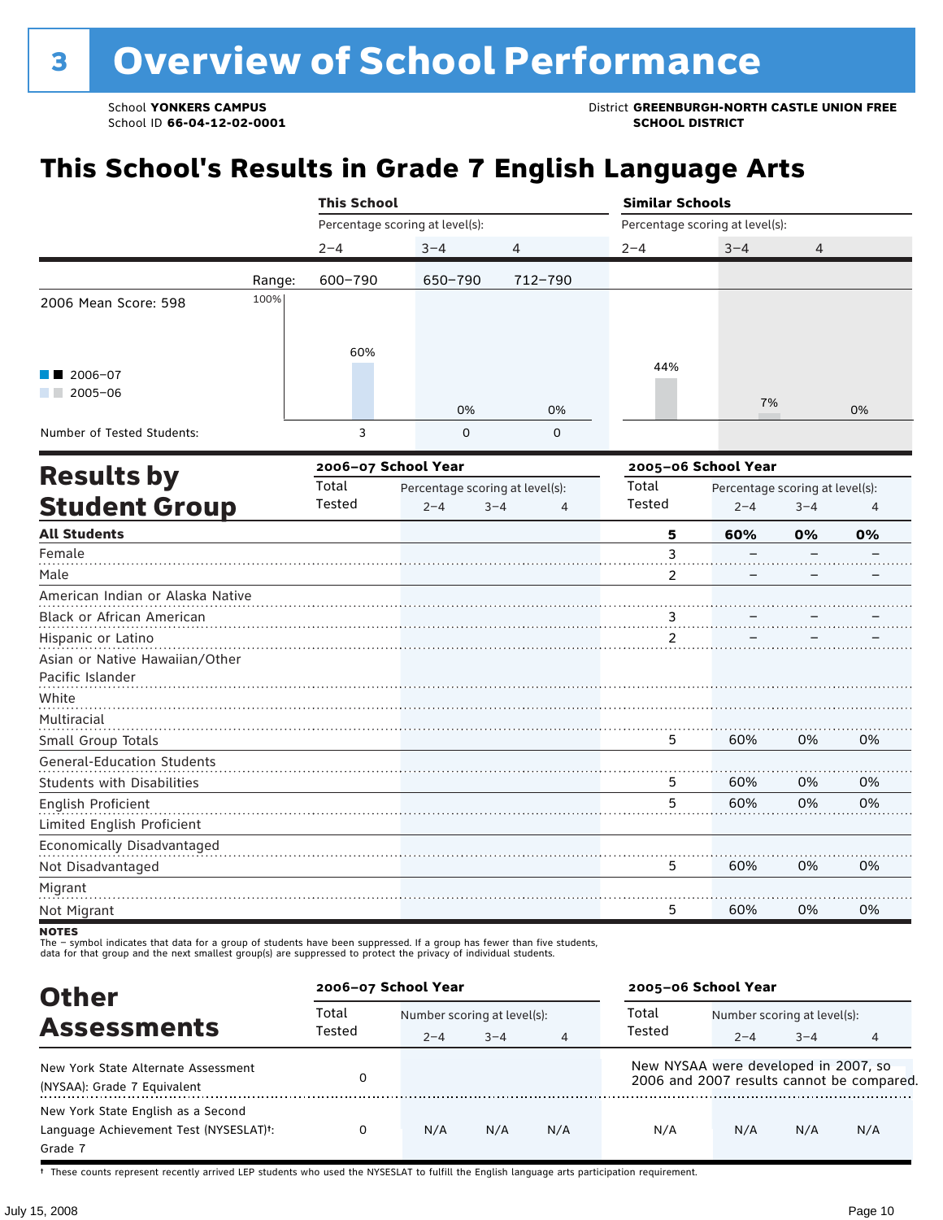# 3 Overview of School Performance

School **YONKERS CAMPUS**
School ID **66-04-12-02-0001**

District **GREENBURGH-NORTH CASTLE UNION FREE SCHOOL DISTRICT**

## This School's Results in Grade 7 English Language Arts

| | This School | | | Similar Schools | | |
|---|---|---|---|---|---|---|
| | Percentage scoring at level(s): | | | Percentage scoring at level(s): | | |
| | 2–4 | 3–4 | 4 | 2–4 | 3–4 | 4 |
| Range: | 600–790 | 650–790 | 712–790 | | | |
| 2006 Mean Score: 598 | 60% | 0% | 0% | 44% | 7% | 0% |
| Number of Tested Students: | 3 | 0 | 0 | | | |

2006–07 / 2005–06

## Results by Student Group

| | 2006–07 School Year | | | | 2005–06 School Year | | | |
|---|---|---|---|---|---|---|---|---|
| | Total Tested | Percentage scoring at level(s): 2–4 | 3–4 | 4 | Total Tested | Percentage scoring at level(s): 2–4 | 3–4 | 4 |
| **All Students** | | | | | **5** | **60%** | **0%** | **0%** |
| Female | | | | | 3 | – | – | – |
| Male | | | | | 2 | – | – | – |
| American Indian or Alaska Native | | | | | | | | |
| Black or African American | | | | | 3 | – | – | – |
| Hispanic or Latino | | | | | 2 | – | – | – |
| Asian or Native Hawaiian/Other Pacific Islander | | | | | | | | |
| White | | | | | | | | |
| Multiracial | | | | | | | | |
| Small Group Totals | | | | | 5 | 60% | 0% | 0% |
| General-Education Students | | | | | | | | |
| Students with Disabilities | | | | | 5 | 60% | 0% | 0% |
| English Proficient | | | | | 5 | 60% | 0% | 0% |
| Limited English Proficient | | | | | | | | |
| Economically Disadvantaged | | | | | | | | |
| Not Disadvantaged | | | | | 5 | 60% | 0% | 0% |
| Migrant | | | | | | | | |
| Not Migrant | | | | | 5 | 60% | 0% | 0% |

**NOTES**
The – symbol indicates that data for a group of students have been suppressed. If a group has fewer than five students, data for that group and the next smallest group(s) are suppressed to protect the privacy of individual students.

## Other Assessments

| | 2006–07 School Year | | | | 2005–06 School Year | | | |
|---|---|---|---|---|---|---|---|---|
| | Total Tested | Number scoring at level(s): 2–4 | 3–4 | 4 | Total Tested | Number scoring at level(s): 2–4 | 3–4 | 4 |
| New York State Alternate Assessment (NYSAA): Grade 7 Equivalent | 0 | | | | New NYSAA were developed in 2007, so 2006 and 2007 results cannot be compared. | | | |
| New York State English as a Second Language Achievement Test (NYSESLAT)†: Grade 7 | 0 | N/A | N/A | N/A | N/A | N/A | N/A | N/A |

† These counts represent recently arrived LEP students who used the NYSESLAT to fulfill the English language arts participation requirement.

July 15, 2008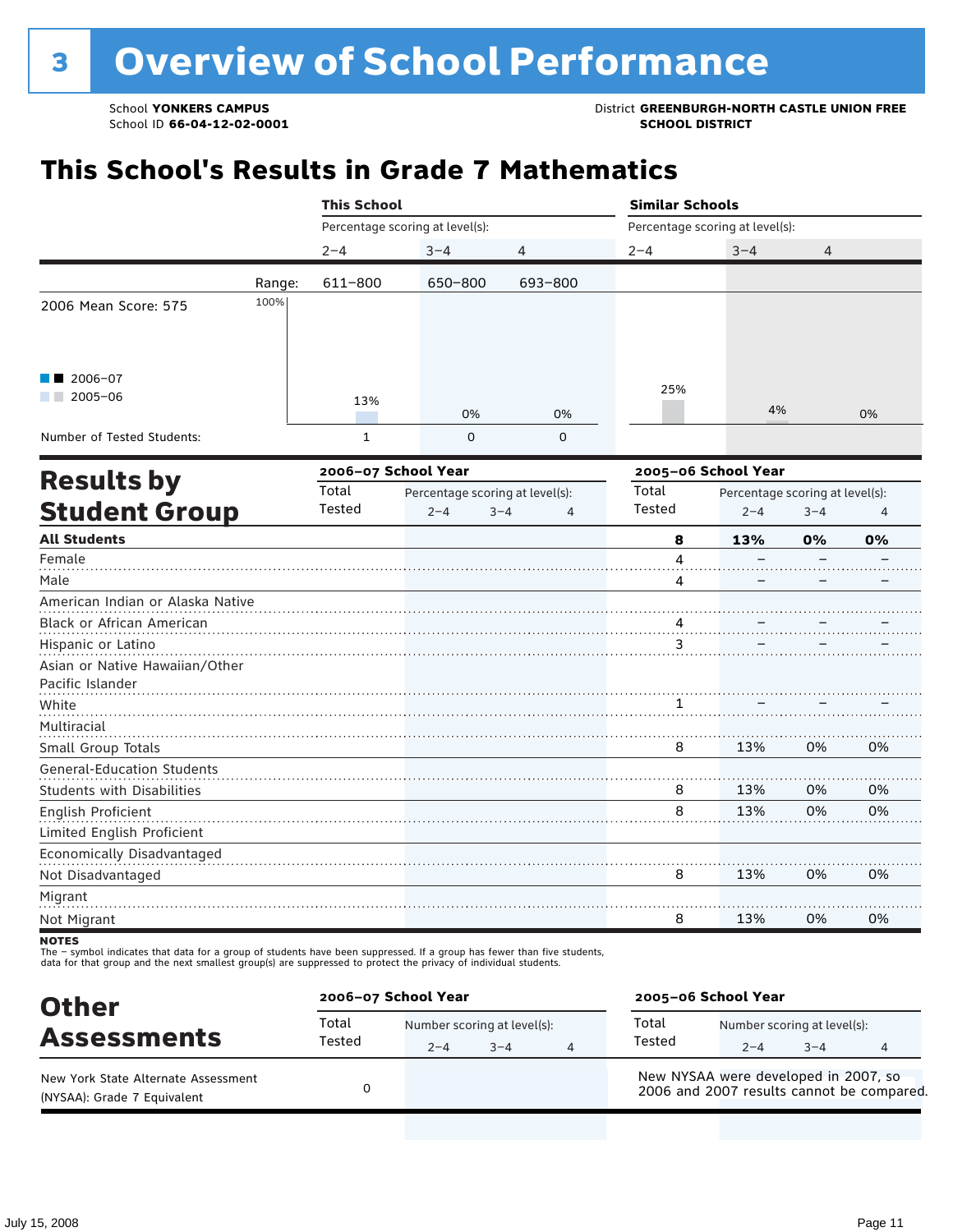# 3 Overview of School Performance

School **YONKERS CAMPUS**
School ID **66-04-12-02-0001**

District **GREENBURGH-NORTH CASTLE UNION FREE SCHOOL DISTRICT**

## This School's Results in Grade 7 Mathematics

| | This School | | | Similar Schools | | |
|---|---|---|---|---|---|---|
| | Percentage scoring at level(s): | | | Percentage scoring at level(s): | | |
| | 2–4 | 3–4 | 4 | 2–4 | 3–4 | 4 |
| Range: | 611–800 | 650–800 | 693–800 | | | |
| 2005–06 | 13% | 0% | 0% | 25% | 4% | 0% |
| Number of Tested Students: | 1 | 0 | 0 | | | |

2006 Mean Score: 575

■ 2006–07
■ 2005–06

## Results by Student Group

| | 2006–07 School Year | | | | 2005–06 School Year | | | |
|---|---|---|---|---|---|---|---|---|
| | Total Tested | Percentage scoring at level(s): 2–4 | 3–4 | 4 | Total Tested | Percentage scoring at level(s): 2–4 | 3–4 | 4 |
| **All Students** | | | | | **8** | **13%** | **0%** | **0%** |
| Female | | | | | 4 | – | – | – |
| Male | | | | | 4 | – | – | – |
| American Indian or Alaska Native | | | | | | | | |
| Black or African American | | | | | 4 | – | – | – |
| Hispanic or Latino | | | | | 3 | – | – | – |
| Asian or Native Hawaiian/Other Pacific Islander | | | | | | | | |
| White | | | | | 1 | – | – | – |
| Multiracial | | | | | | | | |
| Small Group Totals | | | | | 8 | 13% | 0% | 0% |
| General-Education Students | | | | | | | | |
| Students with Disabilities | | | | | 8 | 13% | 0% | 0% |
| English Proficient | | | | | 8 | 13% | 0% | 0% |
| Limited English Proficient | | | | | | | | |
| Economically Disadvantaged | | | | | | | | |
| Not Disadvantaged | | | | | 8 | 13% | 0% | 0% |
| Migrant | | | | | | | | |
| Not Migrant | | | | | 8 | 13% | 0% | 0% |

**NOTES**
The – symbol indicates that data for a group of students have been suppressed. If a group has fewer than five students, data for that group and the next smallest group(s) are suppressed to protect the privacy of individual students.

## Other Assessments

| | 2006–07 School Year | | | | 2005–06 School Year | | | |
|---|---|---|---|---|---|---|---|---|
| | Total Tested | Number scoring at level(s): 2–4 | 3–4 | 4 | Total Tested | Number scoring at level(s): 2–4 | 3–4 | 4 |
| New York State Alternate Assessment (NYSAA): Grade 7 Equivalent | 0 | | | | New NYSAA were developed in 2007, so 2006 and 2007 results cannot be compared. | | | |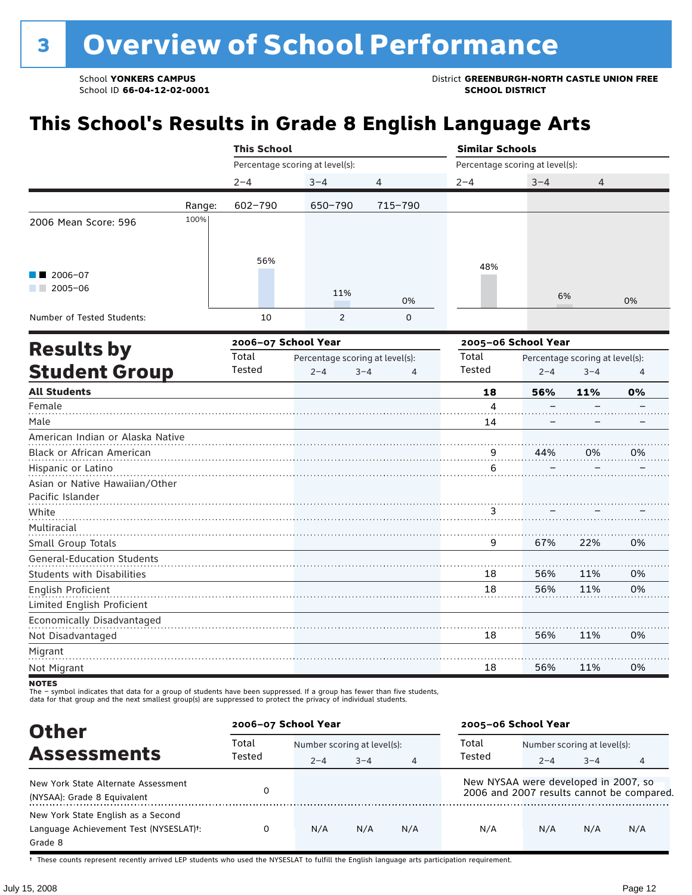# 3 Overview of School Performance

School **YONKERS CAMPUS**
School ID **66-04-12-02-0001**

District **GREENBURGH-NORTH CASTLE UNION FREE SCHOOL DISTRICT**

## This School's Results in Grade 8 English Language Arts

| | This School | | | Similar Schools | | |
|---|---|---|---|---|---|---|
| | Percentage scoring at level(s): | | | Percentage scoring at level(s): | | |
| | 2–4 | 3–4 | 4 | 2–4 | 3–4 | 4 |
| Range: | 602–790 | 650–790 | 715–790 | | | |
| 2006 Mean Score: 596 | 56% | 11% | 0% | 48% | 6% | 0% |
| Number of Tested Students: | 10 | 2 | 0 | | | |

Legend: 2006–07; 2005–06

## Results by Student Group

| | 2006–07 School Year | | | | 2005–06 School Year | | | |
|---|---|---|---|---|---|---|---|---|
| | Total Tested | Percentage scoring at level(s): 2–4 | 3–4 | 4 | Total Tested | Percentage scoring at level(s): 2–4 | 3–4 | 4 |
| **All Students** | | | | | **18** | **56%** | **11%** | **0%** |
| Female | | | | | 4 | – | – | – |
| Male | | | | | 14 | – | – | – |
| American Indian or Alaska Native | | | | | | | | |
| Black or African American | | | | | 9 | 44% | 0% | 0% |
| Hispanic or Latino | | | | | 6 | – | – | – |
| Asian or Native Hawaiian/Other Pacific Islander | | | | | | | | |
| White | | | | | 3 | – | – | – |
| Multiracial | | | | | | | | |
| Small Group Totals | | | | | 9 | 67% | 22% | 0% |
| General-Education Students | | | | | | | | |
| Students with Disabilities | | | | | 18 | 56% | 11% | 0% |
| English Proficient | | | | | 18 | 56% | 11% | 0% |
| Limited English Proficient | | | | | | | | |
| Economically Disadvantaged | | | | | | | | |
| Not Disadvantaged | | | | | 18 | 56% | 11% | 0% |
| Migrant | | | | | | | | |
| Not Migrant | | | | | 18 | 56% | 11% | 0% |

**NOTES**
The – symbol indicates that data for a group of students have been suppressed. If a group has fewer than five students, data for that group and the next smallest group(s) are suppressed to protect the privacy of individual students.

## Other Assessments

| | 2006–07 School Year | | | | 2005–06 School Year | | | |
|---|---|---|---|---|---|---|---|---|
| | Total Tested | Number scoring at level(s): 2–4 | 3–4 | 4 | Total Tested | Number scoring at level(s): 2–4 | 3–4 | 4 |
| New York State Alternate Assessment (NYSAA): Grade 8 Equivalent | 0 | | | | New NYSAA were developed in 2007, so 2006 and 2007 results cannot be compared. | | | |
| New York State English as a Second Language Achievement Test (NYSESLAT)†: Grade 8 | 0 | N/A | N/A | N/A | N/A | N/A | N/A | N/A |

† These counts represent recently arrived LEP students who used the NYSESLAT to fulfill the English language arts participation requirement.

July 15, 2008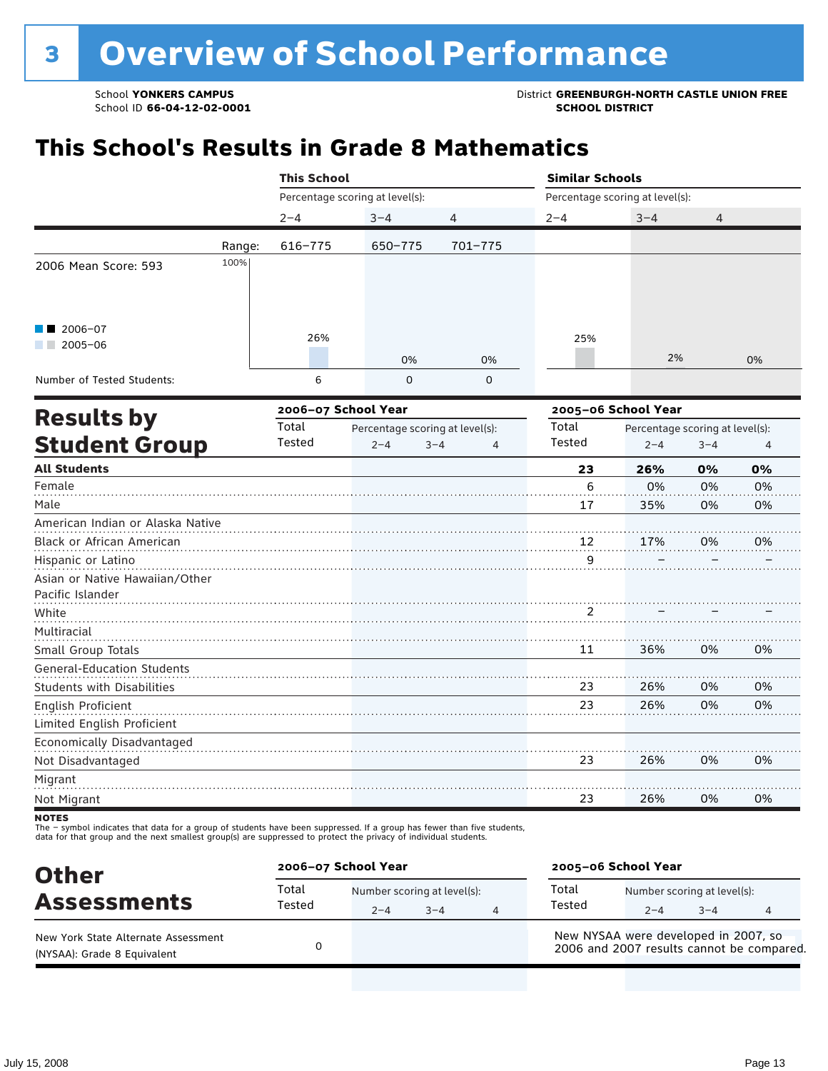# 3 Overview of School Performance

School **YONKERS CAMPUS**
School ID **66-04-12-02-0001**

District **GREENBURGH-NORTH CASTLE UNION FREE SCHOOL DISTRICT**

## This School's Results in Grade 8 Mathematics

| | This School | | | Similar Schools | | |
|---|---|---|---|---|---|---|
| | Percentage scoring at level(s): | | | Percentage scoring at level(s): | | |
| | 2–4 | 3–4 | 4 | 2–4 | 3–4 | 4 |
| Range: | 616–775 | 650–775 | 701–775 | | | |
| 2005–06 | 26% | 0% | 0% | 25% | 2% | 0% |
| Number of Tested Students: | 6 | 0 | 0 | | | |

2006 Mean Score: 593

■■ 2006–07
■■ 2005–06

## Results by Student Group

| | 2006–07 School Year | | | | 2005–06 School Year | | | |
|---|---|---|---|---|---|---|---|---|
| | Total Tested | Percentage scoring at level(s): 2–4 | 3–4 | 4 | Total Tested | Percentage scoring at level(s): 2–4 | 3–4 | 4 |
| **All Students** | | | | | **23** | **26%** | **0%** | **0%** |
| Female | | | | | 6 | 0% | 0% | 0% |
| Male | | | | | 17 | 35% | 0% | 0% |
| American Indian or Alaska Native | | | | | | | | |
| Black or African American | | | | | 12 | 17% | 0% | 0% |
| Hispanic or Latino | | | | | 9 | – | – | – |
| Asian or Native Hawaiian/Other Pacific Islander | | | | | | | | |
| White | | | | | 2 | – | – | – |
| Multiracial | | | | | | | | |
| Small Group Totals | | | | | 11 | 36% | 0% | 0% |
| General-Education Students | | | | | | | | |
| Students with Disabilities | | | | | 23 | 26% | 0% | 0% |
| English Proficient | | | | | 23 | 26% | 0% | 0% |
| Limited English Proficient | | | | | | | | |
| Economically Disadvantaged | | | | | | | | |
| Not Disadvantaged | | | | | 23 | 26% | 0% | 0% |
| Migrant | | | | | | | | |
| Not Migrant | | | | | 23 | 26% | 0% | 0% |

**NOTES**
The – symbol indicates that data for a group of students have been suppressed. If a group has fewer than five students, data for that group and the next smallest group(s) are suppressed to protect the privacy of individual students.

## Other Assessments

| | 2006–07 School Year | | | | 2005–06 School Year | | | |
|---|---|---|---|---|---|---|---|---|
| | Total Tested | Number scoring at level(s): 2–4 | 3–4 | 4 | Total Tested | Number scoring at level(s): 2–4 | 3–4 | 4 |
| New York State Alternate Assessment (NYSAA): Grade 8 Equivalent | 0 | | | | New NYSAA were developed in 2007, so 2006 and 2007 results cannot be compared. | | | |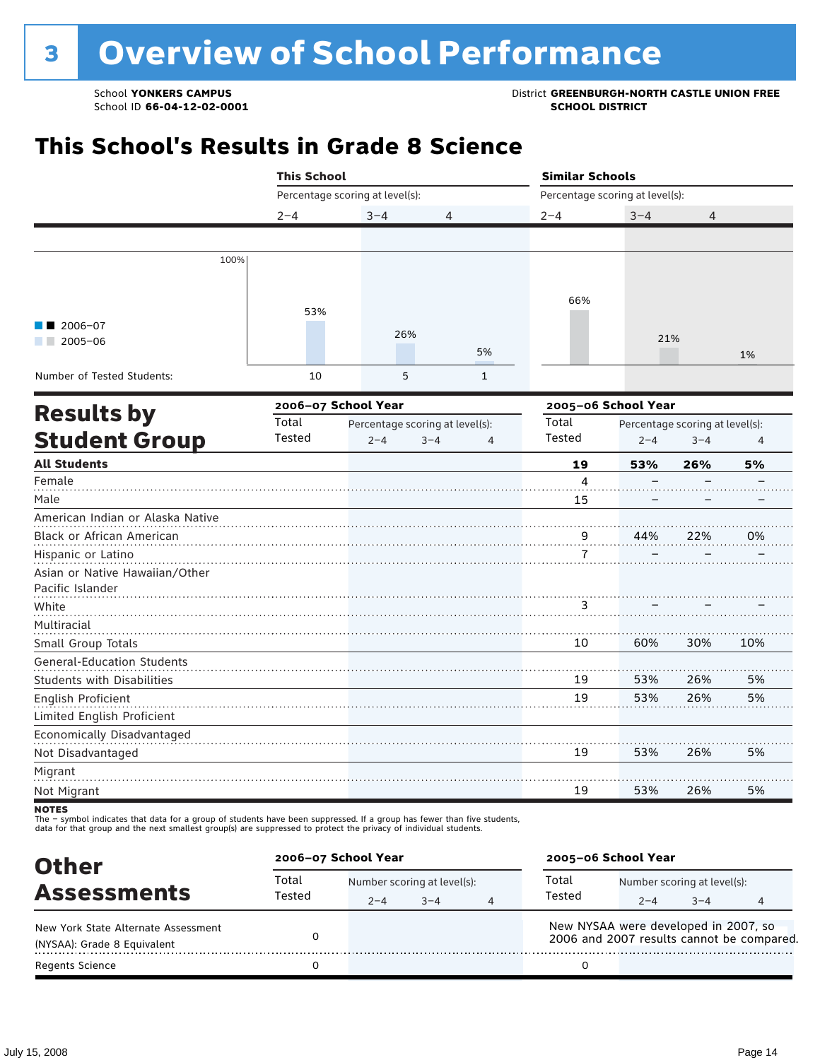# 3 Overview of School Performance

School **YONKERS CAMPUS**
School ID **66-04-12-02-0001**

District **GREENBURGH-NORTH CASTLE UNION FREE SCHOOL DISTRICT**

## This School's Results in Grade 8 Science

| | This School | | | Similar Schools | | |
|---|---|---|---|---|---|---|
| Percentage scoring at level(s): | 2–4 | 3–4 | 4 | 2–4 | 3–4 | 4 |
| 2005–06 | 53% | 26% | 5% | 66% | 21% | 1% |
| Number of Tested Students: | 10 | 5 | 1 | | | |

■■ 2006–07
■■ 2005–06

## Results by Student Group

| | 2006–07 School Year | | | | 2005–06 School Year | | | |
|---|---|---|---|---|---|---|---|---|
| | Total Tested | Percentage scoring at level(s): 2–4 | 3–4 | 4 | Total Tested | Percentage scoring at level(s): 2–4 | 3–4 | 4 |
| **All Students** | | | | | **19** | **53%** | **26%** | **5%** |
| Female | | | | | 4 | – | – | – |
| Male | | | | | 15 | – | – | – |
| American Indian or Alaska Native | | | | | | | | |
| Black or African American | | | | | 9 | 44% | 22% | 0% |
| Hispanic or Latino | | | | | 7 | – | – | – |
| Asian or Native Hawaiian/Other Pacific Islander | | | | | | | | |
| White | | | | | 3 | – | – | – |
| Multiracial | | | | | | | | |
| Small Group Totals | | | | | 10 | 60% | 30% | 10% |
| General-Education Students | | | | | | | | |
| Students with Disabilities | | | | | 19 | 53% | 26% | 5% |
| English Proficient | | | | | 19 | 53% | 26% | 5% |
| Limited English Proficient | | | | | | | | |
| Economically Disadvantaged | | | | | | | | |
| Not Disadvantaged | | | | | 19 | 53% | 26% | 5% |
| Migrant | | | | | | | | |
| Not Migrant | | | | | 19 | 53% | 26% | 5% |

**NOTES**
The – symbol indicates that data for a group of students have been suppressed. If a group has fewer than five students, data for that group and the next smallest group(s) are suppressed to protect the privacy of individual students.

## Other Assessments

| | 2006–07 School Year | | | | 2005–06 School Year | | | |
|---|---|---|---|---|---|---|---|---|
| | Total Tested | Number scoring at level(s): 2–4 | 3–4 | 4 | Total Tested | Number scoring at level(s): 2–4 | 3–4 | 4 |
| New York State Alternate Assessment (NYSAA): Grade 8 Equivalent | 0 | | | | New NYSAA were developed in 2007, so 2006 and 2007 results cannot be compared. | | | |
| Regents Science | 0 | | | | 0 | | | |

July 15, 2008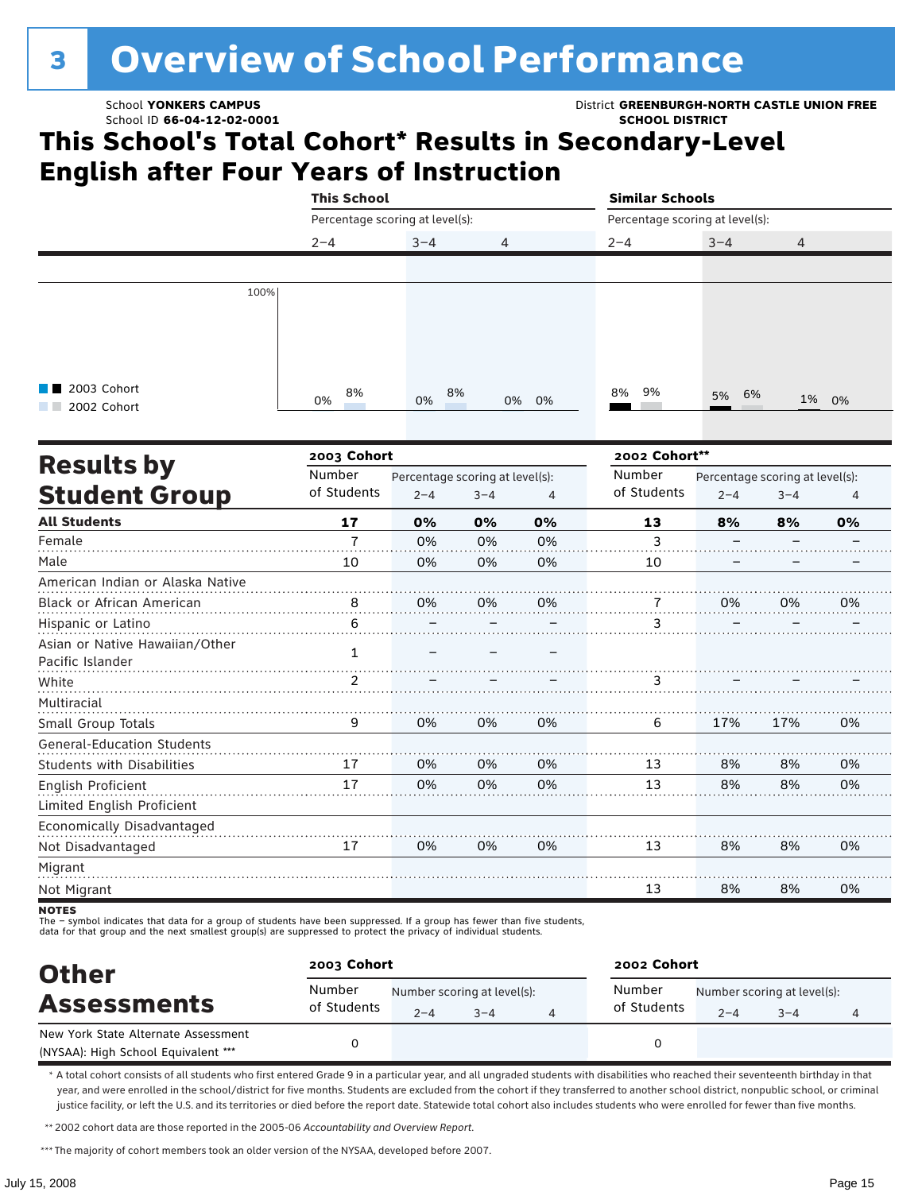# 3 Overview of School Performance

School **YONKERS CAMPUS**
School ID **66-04-12-02-0001**

District **GREENBURGH-NORTH CASTLE UNION FREE SCHOOL DISTRICT**

## This School's Total Cohort* Results in Secondary-Level English after Four Years of Instruction

| | This School 2–4 | This School 3–4 | This School 4 | Similar Schools 2–4 | Similar Schools 3–4 | Similar Schools 4 |
|---|---|---|---|---|---|---|
| 2003 Cohort | 0% | 0% | 0% | 8% | 5% | 1% |
| 2002 Cohort | 8% | 8% | 0% | 9% | 6% | 0% |

## Results by Student Group

| | 2003 Cohort | | | | 2002 Cohort** | | | |
|---|---|---|---|---|---|---|---|---|
| | Number of Students | 2–4 | 3–4 | 4 | Number of Students | 2–4 | 3–4 | 4 |
| **All Students** | **17** | **0%** | **0%** | **0%** | **13** | **8%** | **8%** | **0%** |
| Female | 7 | 0% | 0% | 0% | 3 | – | – | – |
| Male | 10 | 0% | 0% | 0% | 10 | – | – | – |
| American Indian or Alaska Native | | | | | | | | |
| Black or African American | 8 | 0% | 0% | 0% | 7 | 0% | 0% | 0% |
| Hispanic or Latino | 6 | – | – | – | 3 | – | – | – |
| Asian or Native Hawaiian/Other Pacific Islander | 1 | – | – | – | | | | |
| White | 2 | – | – | – | 3 | – | – | – |
| Multiracial | | | | | | | | |
| Small Group Totals | 9 | 0% | 0% | 0% | 6 | 17% | 17% | 0% |
| General-Education Students | | | | | | | | |
| Students with Disabilities | 17 | 0% | 0% | 0% | 13 | 8% | 8% | 0% |
| English Proficient | 17 | 0% | 0% | 0% | 13 | 8% | 8% | 0% |
| Limited English Proficient | | | | | | | | |
| Economically Disadvantaged | | | | | | | | |
| Not Disadvantaged | 17 | 0% | 0% | 0% | 13 | 8% | 8% | 0% |
| Migrant | | | | | | | | |
| Not Migrant | | | | | 13 | 8% | 8% | 0% |

**NOTES**
The – symbol indicates that data for a group of students have been suppressed. If a group has fewer than five students, data for that group and the next smallest group(s) are suppressed to protect the privacy of individual students.

## Other Assessments

| | 2003 Cohort | | | | 2002 Cohort | | | |
|---|---|---|---|---|---|---|---|---|
| | Number of Students | 2–4 | 3–4 | 4 | Number of Students | 2–4 | 3–4 | 4 |
| New York State Alternate Assessment (NYSAA): High School Equivalent *** | 0 | | | | 0 | | | |

\* A total cohort consists of all students who first entered Grade 9 in a particular year, and all ungraded students with disabilities who reached their seventeenth birthday in that year, and were enrolled in the school/district for five months. Students are excluded from the cohort if they transferred to another school district, nonpublic school, or criminal justice facility, or left the U.S. and its territories or died before the report date. Statewide total cohort also includes students who were enrolled for fewer than five months.

\** 2002 cohort data are those reported in the 2005-06 *Accountability and Overview Report*.

\*** The majority of cohort members took an older version of the NYSAA, developed before 2007.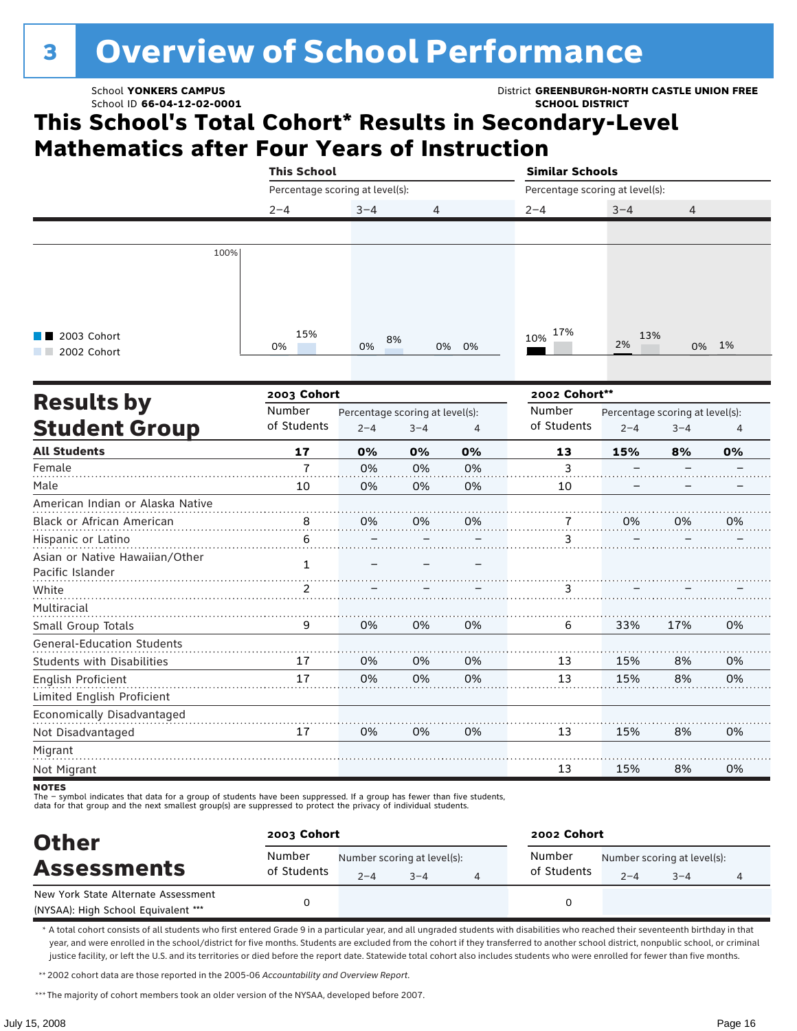# 3 Overview of School Performance

School **YONKERS CAMPUS**
School ID **66-04-12-02-0001**

District **GREENBURGH-NORTH CASTLE UNION FREE SCHOOL DISTRICT**

## This School's Total Cohort* Results in Secondary-Level Mathematics after Four Years of Instruction

This School
Percentage scoring at level(s):
2–4 3–4 4

Similar Schools
Percentage scoring at level(s):
2–4 3–4 4

100%

2003 Cohort
2002 Cohort

0% 15%
0% 8%
0% 0%
10% 17%
2% 13%
0% 1%

## Results by Student Group

| | 2003 Cohort | | | | 2002 Cohort** | | | |
|---|---|---|---|---|---|---|---|---|
| | Number of Students | Percentage scoring at level(s): 2–4 | 3–4 | 4 | Number of Students | Percentage scoring at level(s): 2–4 | 3–4 | 4 |
| **All Students** | **17** | **0%** | **0%** | **0%** | **13** | **15%** | **8%** | **0%** |
| Female | 7 | 0% | 0% | 0% | 3 | – | – | – |
| Male | 10 | 0% | 0% | 0% | 10 | – | – | – |
| American Indian or Alaska Native | | | | | | | | |
| Black or African American | 8 | 0% | 0% | 0% | 7 | 0% | 0% | 0% |
| Hispanic or Latino | 6 | – | – | – | 3 | – | – | – |
| Asian or Native Hawaiian/Other Pacific Islander | 1 | – | – | – | | | | |
| White | 2 | – | – | – | 3 | – | – | – |
| Multiracial | | | | | | | | |
| Small Group Totals | 9 | 0% | 0% | 0% | 6 | 33% | 17% | 0% |
| General-Education Students | | | | | | | | |
| Students with Disabilities | 17 | 0% | 0% | 0% | 13 | 15% | 8% | 0% |
| English Proficient | 17 | 0% | 0% | 0% | 13 | 15% | 8% | 0% |
| Limited English Proficient | | | | | | | | |
| Economically Disadvantaged | | | | | | | | |
| Not Disadvantaged | 17 | 0% | 0% | 0% | 13 | 15% | 8% | 0% |
| Migrant | | | | | | | | |
| Not Migrant | | | | | 13 | 15% | 8% | 0% |

**NOTES**
The – symbol indicates that data for a group of students have been suppressed. If a group has fewer than five students, data for that group and the next smallest group(s) are suppressed to protect the privacy of individual students.

## Other Assessments

| | 2003 Cohort | | | | 2002 Cohort | | | |
|---|---|---|---|---|---|---|---|---|
| | Number of Students | Number scoring at level(s): 2–4 | 3–4 | 4 | Number of Students | Number scoring at level(s): 2–4 | 3–4 | 4 |
| New York State Alternate Assessment (NYSAA): High School Equivalent *** | 0 | | | | 0 | | | |

\* A total cohort consists of all students who first entered Grade 9 in a particular year, and all ungraded students with disabilities who reached their seventeenth birthday in that year, and were enrolled in the school/district for five months. Students are excluded from the cohort if they transferred to another school district, nonpublic school, or criminal justice facility, or left the U.S. and its territories or died before the report date. Statewide total cohort also includes students who were enrolled for fewer than five months.

\*\* 2002 cohort data are those reported in the 2005-06 *Accountability and Overview Report*.

\*\*\* The majority of cohort members took an older version of the NYSAA, developed before 2007.

July 15, 2008